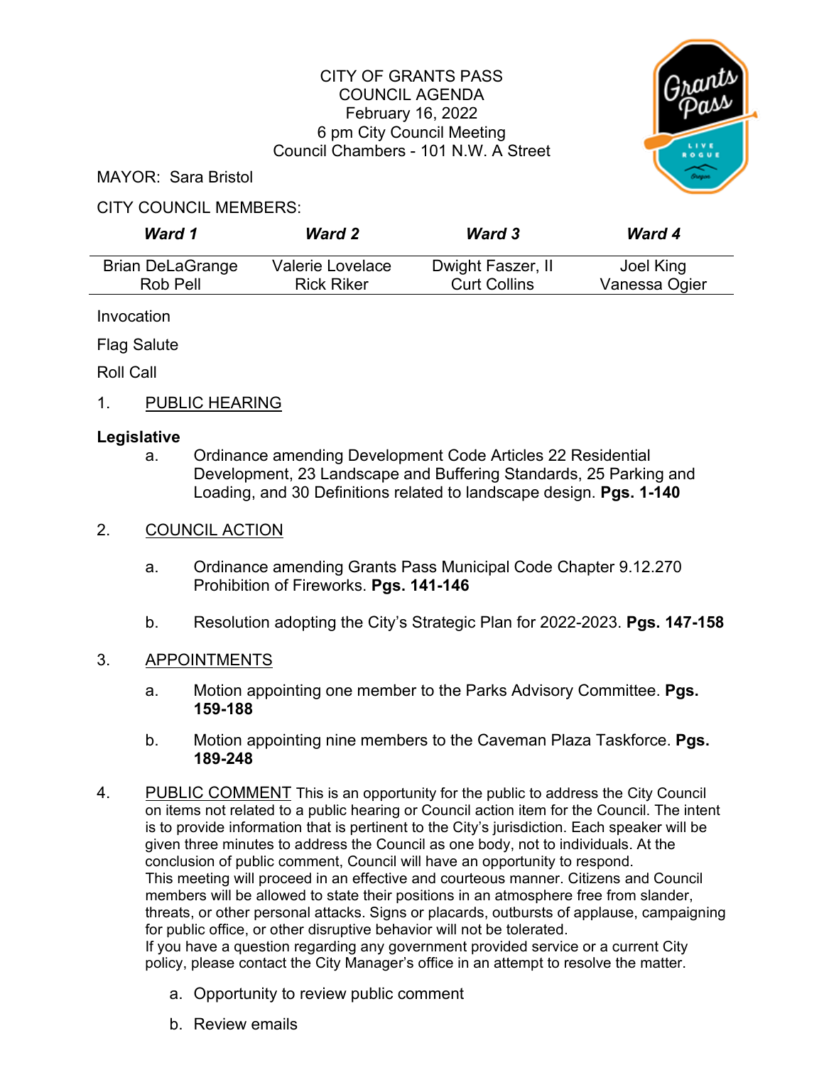# CITY OF GRANTS PASS
## COUNCIL AGENDA
February 16, 2022
6 pm City Council Meeting
Council Chambers - 101 N.W. A Street

MAYOR: Sara Bristol

CITY COUNCIL MEMBERS:

| ***Ward 1*** | ***Ward 2*** | ***Ward 3*** | ***Ward 4*** |
|---|---|---|---|
| Brian DeLaGrange<br>Rob Pell | Valerie Lovelace<br>Rick Riker | Dwight Faszer, II<br>Curt Collins | Joel King<br>Vanessa Ogier |

Invocation

Flag Salute

Roll Call

1. PUBLIC HEARING

**Legislative**

a. Ordinance amending Development Code Articles 22 Residential Development, 23 Landscape and Buffering Standards, 25 Parking and Loading, and 30 Definitions related to landscape design. **Pgs. 1-140**

2. COUNCIL ACTION

a. Ordinance amending Grants Pass Municipal Code Chapter 9.12.270 Prohibition of Fireworks. **Pgs. 141-146**

b. Resolution adopting the City's Strategic Plan for 2022-2023. **Pgs. 147-158**

3. APPOINTMENTS

a. Motion appointing one member to the Parks Advisory Committee. **Pgs. 159-188**

b. Motion appointing nine members to the Caveman Plaza Taskforce. **Pgs. 189-248**

4. PUBLIC COMMENT This is an opportunity for the public to address the City Council on items not related to a public hearing or Council action item for the Council. The intent is to provide information that is pertinent to the City's jurisdiction. Each speaker will be given three minutes to address the Council as one body, not to individuals. At the conclusion of public comment, Council will have an opportunity to respond.
This meeting will proceed in an effective and courteous manner. Citizens and Council members will be allowed to state their positions in an atmosphere free from slander, threats, or other personal attacks. Signs or placards, outbursts of applause, campaigning for public office, or other disruptive behavior will not be tolerated.
If you have a question regarding any government provided service or a current City policy, please contact the City Manager's office in an attempt to resolve the matter.

a. Opportunity to review public comment

b. Review emails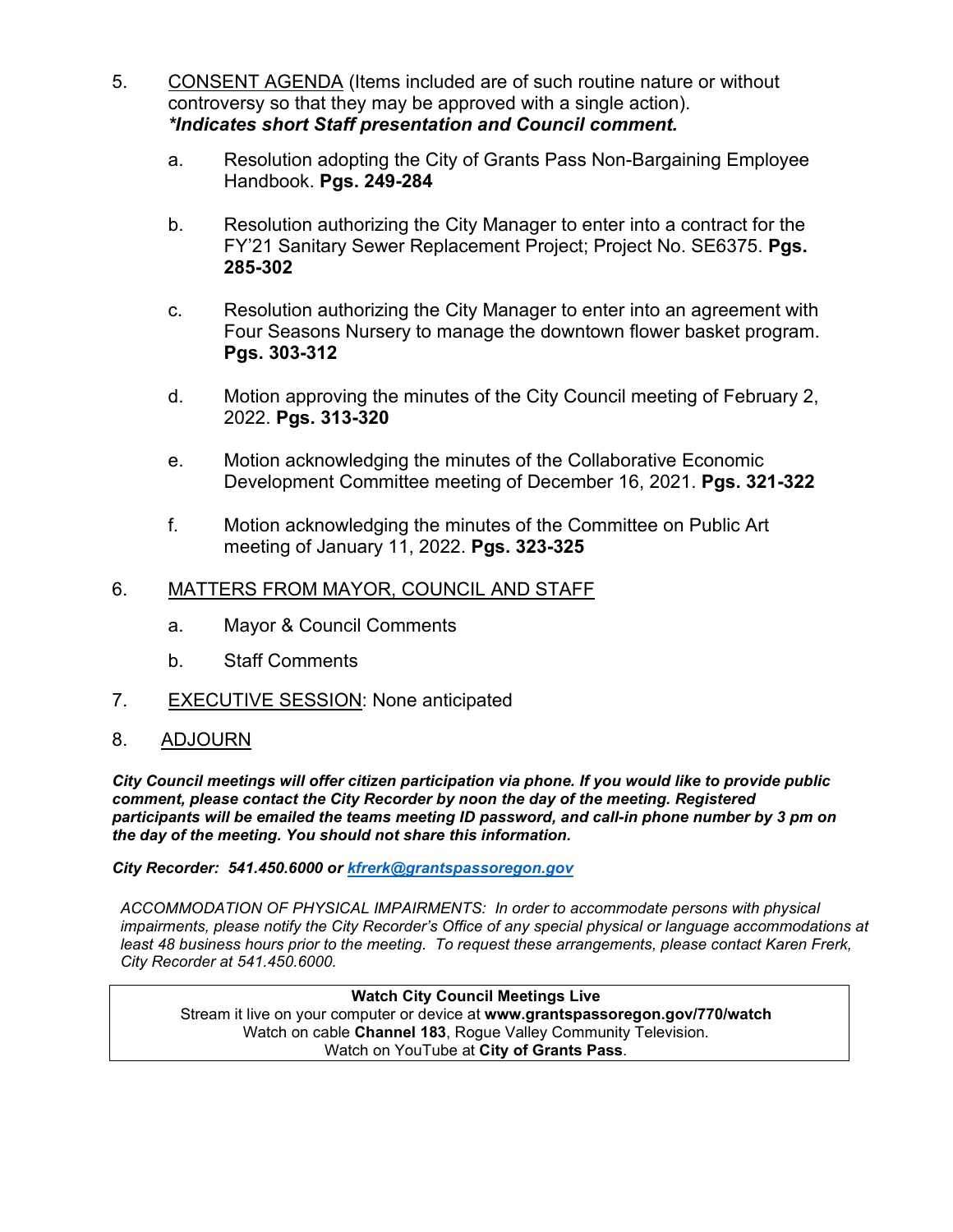5. <u>CONSENT AGENDA</u> (Items included are of such routine nature or without controversy so that they may be approved with a single action). ***\*Indicates short Staff presentation and Council comment.***

   a. Resolution adopting the City of Grants Pass Non-Bargaining Employee Handbook. **Pgs. 249-284**

   b. Resolution authorizing the City Manager to enter into a contract for the FY'21 Sanitary Sewer Replacement Project; Project No. SE6375. **Pgs. 285-302**

   c. Resolution authorizing the City Manager to enter into an agreement with Four Seasons Nursery to manage the downtown flower basket program. **Pgs. 303-312**

   d. Motion approving the minutes of the City Council meeting of February 2, 2022. **Pgs. 313-320**

   e. Motion acknowledging the minutes of the Collaborative Economic Development Committee meeting of December 16, 2021. **Pgs. 321-322**

   f. Motion acknowledging the minutes of the Committee on Public Art meeting of January 11, 2022. **Pgs. 323-325**

6. <u>MATTERS FROM MAYOR, COUNCIL AND STAFF</u>

   a. Mayor & Council Comments

   b. Staff Comments

7. <u>EXECUTIVE SESSION</u>: None anticipated

8. <u>ADJOURN</u>

***City Council meetings will offer citizen participation via phone. If you would like to provide public comment, please contact the City Recorder by noon the day of the meeting. Registered participants will be emailed the teams meeting ID password, and call-in phone number by 3 pm on the day of the meeting. You should not share this information.***

***City Recorder: 541.450.6000 or [kfrerk@grantspassoregon.gov](mailto:kfrerk@grantspassoregon.gov)***

*ACCOMMODATION OF PHYSICAL IMPAIRMENTS: In order to accommodate persons with physical impairments, please notify the City Recorder's Office of any special physical or language accommodations at least 48 business hours prior to the meeting. To request these arrangements, please contact Karen Frerk, City Recorder at 541.450.6000.*

**Watch City Council Meetings Live**
Stream it live on your computer or device at **www.grantspassoregon.gov/770/watch**
Watch on cable **Channel 183**, Rogue Valley Community Television.
Watch on YouTube at **City of Grants Pass**.